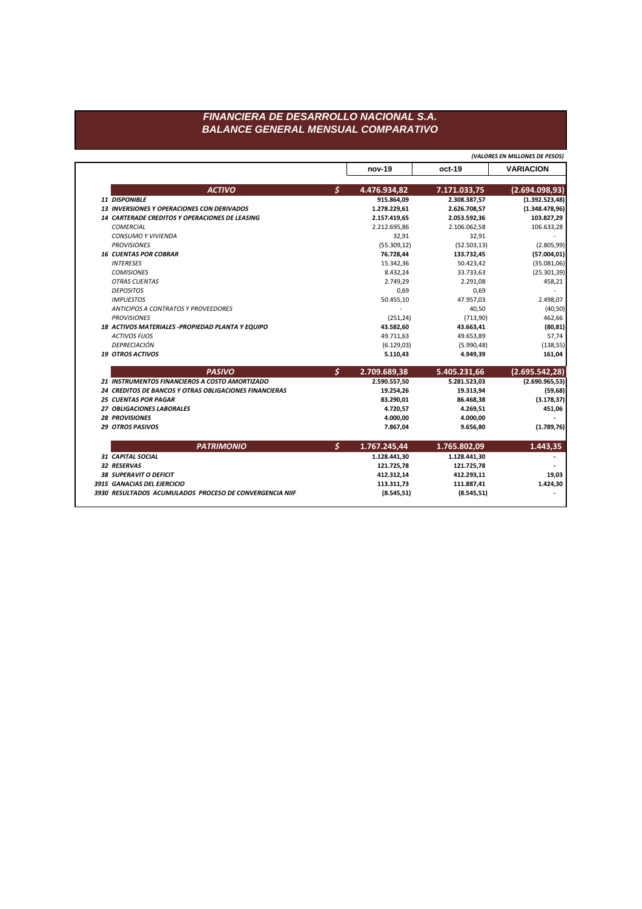# FINANCIERA DE DESARROLLO NACIONAL S.A.
## BALANCE GENERAL MENSUAL COMPARATIVO

*(VALORES EN MILLONES DE PESOS)*

| | | nov-19 | oct-19 | VARIACION |
|---|---|---|---|---|
| **ACTIVO** | $ | **4.476.934,82** | **7.171.033,75** | **(2.694.098,93)** |
| **11 DISPONIBLE** | | **915.864,09** | **2.308.387,57** | **(1.392.523,48)** |
| **13 INVERSIONES Y OPERACIONES CON DERIVADOS** | | **1.278.229,61** | **2.626.708,57** | **(1.348.478,96)** |
| **14 CARTERADE CREDITOS Y OPERACIONES DE LEASING** | | **2.157.419,65** | **2.053.592,36** | **103.827,29** |
| *COMERCIAL* | | 2.212.695,86 | 2.106.062,58 | 106.633,28 |
| *CONSUMO Y VIVIENDA* | | 32,91 | 32,91 | - |
| *PROVISIONES* | | (55.309,12) | (52.503,13) | (2.805,99) |
| **16 CUENTAS POR COBRAR** | | **76.728,44** | **133.732,45** | **(57.004,01)** |
| *INTERESES* | | 15.342,36 | 50.423,42 | (35.081,06) |
| *COMISIONES* | | 8.432,24 | 33.733,63 | (25.301,39) |
| *OTRAS CUENTAS* | | 2.749,29 | 2.291,08 | 458,21 |
| *DEPOSITOS* | | 0,69 | 0,69 | - |
| *IMPUESTOS* | | 50.455,10 | 47.957,03 | 2.498,07 |
| *ANTICIPOS A CONTRATOS Y PROVEEDORES* | | - | 40,50 | (40,50) |
| *PROVISIONES* | | (251,24) | (713,90) | 462,66 |
| **18 ACTIVOS MATERIALES -PROPIEDAD PLANTA Y EQUIPO** | | **43.582,60** | **43.663,41** | **(80,81)** |
| *ACTIVOS FIJOS* | | 49.711,63 | 49.653,89 | 57,74 |
| *DEPRECIACIÓN* | | (6.129,03) | (5.990,48) | (138,55) |
| **19 OTROS ACTIVOS** | | **5.110,43** | **4.949,39** | **161,04** |
| **PASIVO** | $ | **2.709.689,38** | **5.405.231,66** | **(2.695.542,28)** |
| **21 INSTRUMENTOS FINANCIEROS A COSTO AMORTIZADO** | | **2.590.557,50** | **5.281.523,03** | **(2.690.965,53)** |
| **24 CREDITOS DE BANCOS Y OTRAS OBLIGACIONES FINANCIERAS** | | **19.254,26** | **19.313,94** | **(59,68)** |
| **25 CUENTAS POR PAGAR** | | **83.290,01** | **86.468,38** | **(3.178,37)** |
| **27 OBLIGACIONES LABORALES** | | **4.720,57** | **4.269,51** | **451,06** |
| **28 PROVISIONES** | | **4.000,00** | **4.000,00** | **-** |
| **29 OTROS PASIVOS** | | **7.867,04** | **9.656,80** | **(1.789,76)** |
| **PATRIMONIO** | $ | **1.767.245,44** | **1.765.802,09** | **1.443,35** |
| **31 CAPITAL SOCIAL** | | **1.128.441,30** | **1.128.441,30** | **-** |
| **32 RESERVAS** | | **121.725,78** | **121.725,78** | **-** |
| **38 SUPERAVIT O DEFICIT** | | **412.312,14** | **412.293,11** | **19,03** |
| **3915 GANACIAS DEL EJERCICIO** | | **113.311,73** | **111.887,41** | **1.424,30** |
| **3930 RESULTADOS ACUMULADOS PROCESO DE CONVERGENCIA NIIF** | | **(8.545,51)** | **(8.545,51)** | **-** |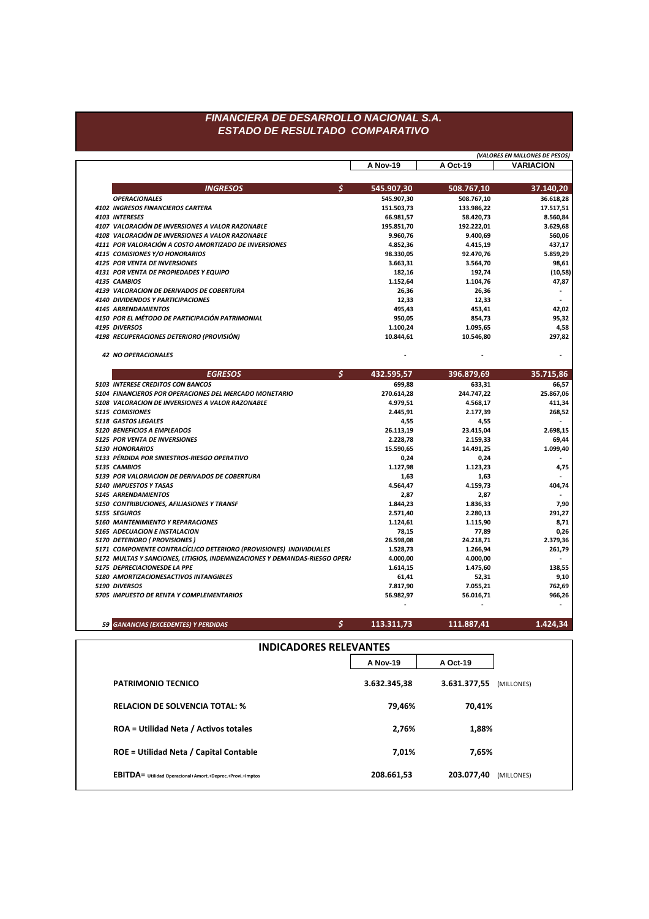# FINANCIERA DE DESARROLLO NACIONAL S.A.
## ESTADO DE RESULTADO COMPARATIVO

*(VALORES EN MILLONES DE PESOS)*

| | | A Nov-19 | A Oct-19 | VARIACION |
|---|---|---|---|---|
| **INGRESOS** | $ | 545.907,30 | 508.767,10 | 37.140,20 |
| **OPERACIONALES** | | 545.907,30 | 508.767,10 | 36.618,28 |
| 4102 INGRESOS FINANCIEROS CARTERA | | 151.503,73 | 133.986,22 | 17.517,51 |
| 4103 INTERESES | | 66.981,57 | 58.420,73 | 8.560,84 |
| 4107 VALORACIÓN DE INVERSIONES A VALOR RAZONABLE | | 195.851,70 | 192.222,01 | 3.629,68 |
| 4108 VALORACIÓN DE INVERSIONES A VALOR RAZONABLE | | 9.960,76 | 9.400,69 | 560,06 |
| 4111 POR VALORACIÓN A COSTO AMORTIZADO DE INVERSIONES | | 4.852,36 | 4.415,19 | 437,17 |
| 4115 COMISIONES Y/O HONORARIOS | | 98.330,05 | 92.470,76 | 5.859,29 |
| 4125 POR VENTA DE INVERSIONES | | 3.663,31 | 3.564,70 | 98,61 |
| 4131 POR VENTA DE PROPIEDADES Y EQUIPO | | 182,16 | 192,74 | (10,58) |
| 4135 CAMBIOS | | 1.152,64 | 1.104,76 | 47,87 |
| 4139 VALORACION DE DERIVADOS DE COBERTURA | | 26,36 | 26,36 | - |
| 4140 DIVIDENDOS Y PARTICIPACIONES | | 12,33 | 12,33 | - |
| 4145 ARRENDAMIENTOS | | 495,43 | 453,41 | 42,02 |
| 4150 POR EL MÉTODO DE PARTICIPACIÓN PATRIMONIAL | | 950,05 | 854,73 | 95,32 |
| 4195 DIVERSOS | | 1.100,24 | 1.095,65 | 4,58 |
| 4198 RECUPERACIONES DETERIORO (PROVISIÓN) | | 10.844,61 | 10.546,80 | 297,82 |
| 42 NO OPERACIONALES | | - | - | - |
| **EGRESOS** | $ | 432.595,57 | 396.879,69 | 35.715,86 |
| 5103 INTERESE CREDITOS CON BANCOS | | 699,88 | 633,31 | 66,57 |
| 5104 FINANCIEROS POR OPERACIONES DEL MERCADO MONETARIO | | 270.614,28 | 244.747,22 | 25.867,06 |
| 5108 VALORACION DE INVERSIONES A VALOR RAZONABLE | | 4.979,51 | 4.568,17 | 411,34 |
| 5115 COMISIONES | | 2.445,91 | 2.177,39 | 268,52 |
| 5118 GASTOS LEGALES | | 4,55 | 4,55 | - |
| 5120 BENEFICIOS A EMPLEADOS | | 26.113,19 | 23.415,04 | 2.698,15 |
| 5125 POR VENTA DE INVERSIONES | | 2.228,78 | 2.159,33 | 69,44 |
| 5130 HONORARIOS | | 15.590,65 | 14.491,25 | 1.099,40 |
| 5133 PÉRDIDA POR SINIESTROS-RIESGO OPERATIVO | | 0,24 | 0,24 | - |
| 5135 CAMBIOS | | 1.127,98 | 1.123,23 | 4,75 |
| 5139 POR VALORIACION DE DERIVADOS DE COBERTURA | | 1,63 | 1,63 | - |
| 5140 IMPUESTOS Y TASAS | | 4.564,47 | 4.159,73 | 404,74 |
| 5145 ARRENDAMIENTOS | | 2,87 | 2,87 | - |
| 5150 CONTRIBUCIONES, AFILIASIONES Y TRANSF | | 1.844,23 | 1.836,33 | 7,90 |
| 5155 SEGUROS | | 2.571,40 | 2.280,13 | 291,27 |
| 5160 MANTENIMIENTO Y REPARACIONES | | 1.124,61 | 1.115,90 | 8,71 |
| 5165 ADECUACION E INSTALACION | | 78,15 | 77,89 | 0,26 |
| 5170 DETERIORO ( PROVISIONES ) | | 26.598,08 | 24.218,71 | 2.379,36 |
| 5171 COMPONENTE CONTRACÍCLICO DETERIORO (PROVISIONES) INDIVIDUALES | | 1.528,73 | 1.266,94 | 261,79 |
| 5172 MULTAS Y SANCIONES, LITIGIOS, INDEMNIZACIONES Y DEMANDAS-RIESGO OPERA | | 4.000,00 | 4.000,00 | - |
| 5175 DEPRECIACIONESDE LA PPE | | 1.614,15 | 1.475,60 | 138,55 |
| 5180 AMORTIZACIONESACTIVOS INTANGIBLES | | 61,41 | 52,31 | 9,10 |
| 5190 DIVERSOS | | 7.817,90 | 7.055,21 | 762,69 |
| 5705 IMPUESTO DE RENTA Y COMPLEMENTARIOS | | 56.982,97 | 56.016,71 | 966,26 |
| | | - | - | - |
| 59 GANANCIAS (EXCEDENTES) Y PERDIDAS | $ | 113.311,73 | 111.887,41 | 1.424,34 |

## INDICADORES RELEVANTES

| | A Nov-19 | A Oct-19 | |
|---|---|---|---|
| **PATRIMONIO TECNICO** | 3.632.345,38 | 3.631.377,55 | (MILLONES) |
| **RELACION DE SOLVENCIA TOTAL: %** | 79,46% | 70,41% | |
| **ROA = Utilidad Neta / Activos totales** | 2,76% | 1,88% | |
| **ROE = Utilidad Neta / Capital Contable** | 7,01% | 7,65% | |
| **EBITDA=** Utilidad Operacional+Amort.+Deprec.+Provi.+Imptos | 208.661,53 | 203.077,40 | (MILLONES) |